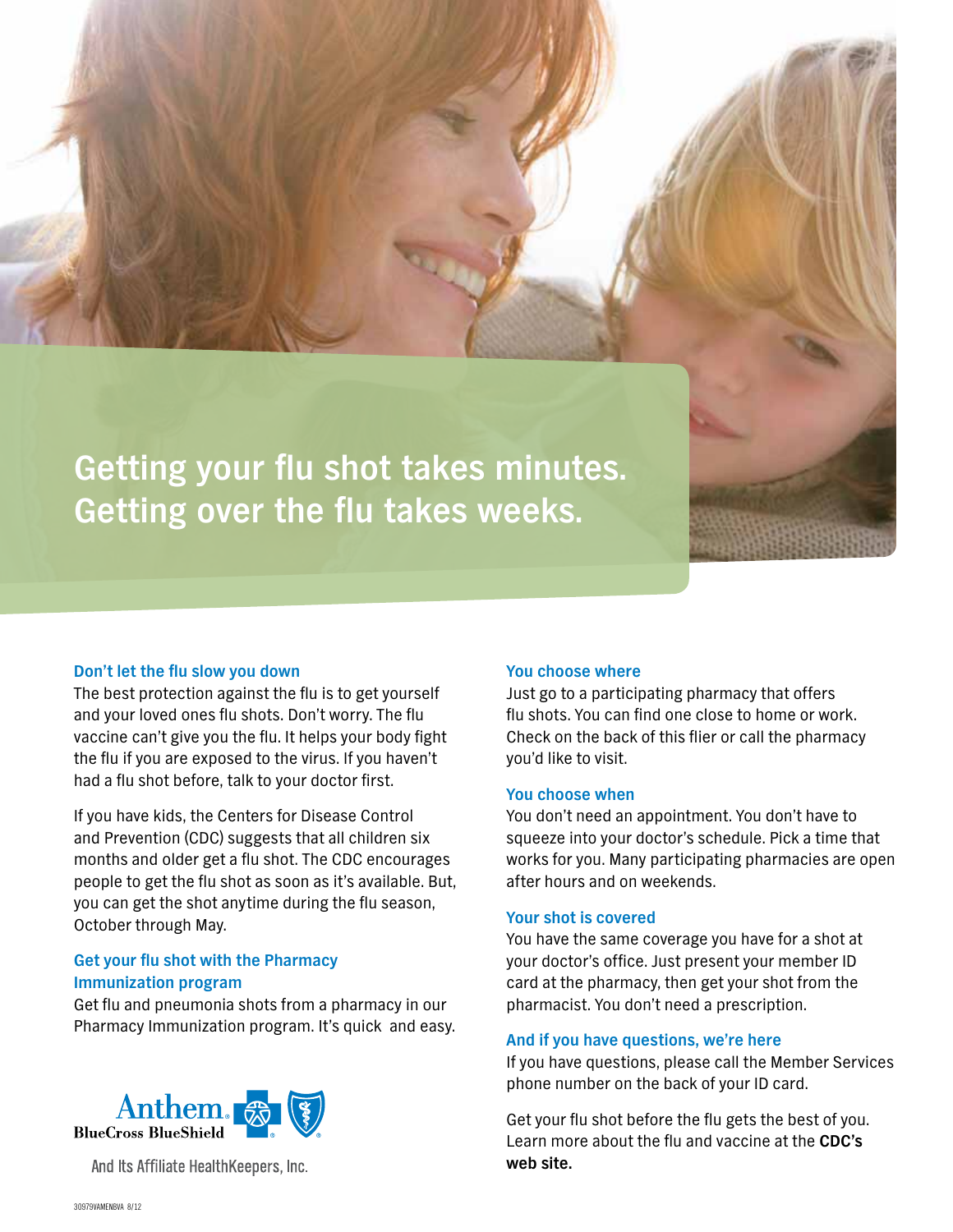# Getting your flu shot takes minutes. Getting over the flu takes weeks.

### Don't let the flu slow you down

The best protection against the flu is to get yourself and your loved ones flu shots. Don't worry. The flu vaccine can't give you the flu. It helps your body fight the flu if you are exposed to the virus. If you haven't had a flu shot before, talk to your doctor first.

If you have kids, the Centers for Disease Control and Prevention (CDC) suggests that all children six months and older get a flu shot. The CDC encourages people to get the flu shot as soon as it's available. But, you can get the shot anytime during the flu season, October through May.

### Get your flu shot with the Pharmacy Immunization program

Get flu and pneumonia shots from a pharmacy in our Pharmacy Immunization program. It's quick and easy.

Anthem BlueCross BlueShield

And Its Affiliate HealthKeepers, Inc.

### You choose where

Just go to a participating pharmacy that offers flu shots. You can find one close to home or work. Check on the back of this flier or call the pharmacy you'd like to visit.

### You choose when

You don't need an appointment. You don't have to squeeze into your doctor's schedule. Pick a time that works for you. Many participating pharmacies are open after hours and on weekends.

### Your shot is covered

You have the same coverage you have for a shot at your doctor's office. Just present your member ID card at the pharmacy, then get your shot from the pharmacist. You don't need a prescription.

### And if you have questions, we're here

If you have questions, please call the Member Services phone number on the back of your ID card.

Get your flu shot before the flu gets the best of you. Learn more about the flu and vaccine at the **CDC's web site.**

30979VAMENBVA 8/12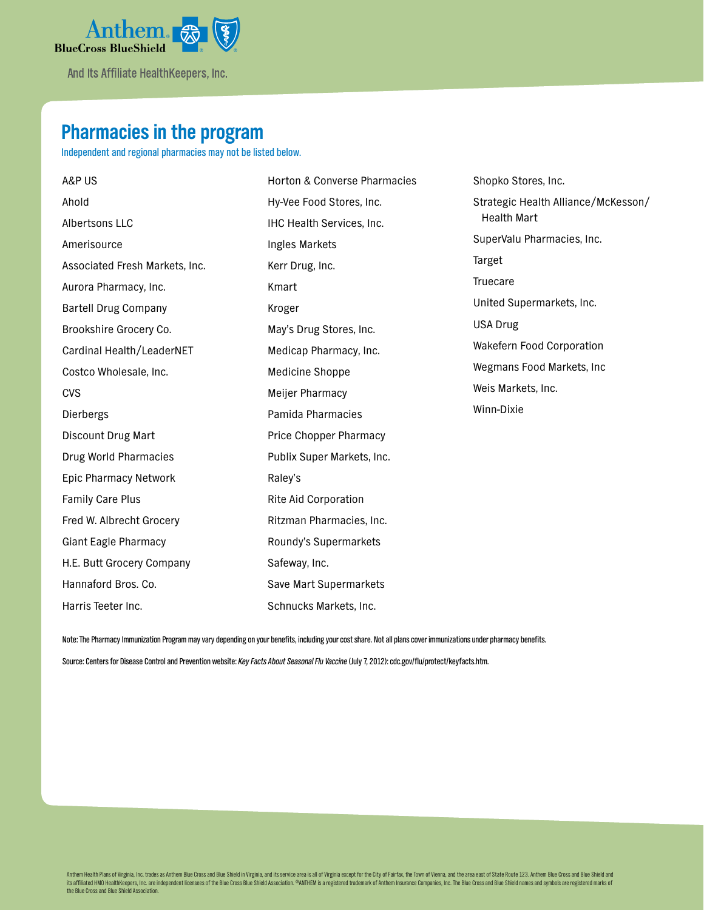Anthem BlueCross BlueShield

And Its Affiliate HealthKeepers, Inc.

## Pharmacies in the program

Independent and regional pharmacies may not be listed below.

- A&P US
- Ahold
- Albertsons LLC
- Amerisource
- Associated Fresh Markets, Inc.
- Aurora Pharmacy, Inc.
- Bartell Drug Company
- Brookshire Grocery Co.
- Cardinal Health/LeaderNET
- Costco Wholesale, Inc.
- CVS
- Dierbergs
- Discount Drug Mart
- Drug World Pharmacies
- Epic Pharmacy Network
- Family Care Plus
- Fred W. Albrecht Grocery
- Giant Eagle Pharmacy
- H.E. Butt Grocery Company
- Hannaford Bros. Co.
- Harris Teeter Inc.
- Horton & Converse Pharmacies
- Hy-Vee Food Stores, Inc.
- IHC Health Services, Inc.
- Ingles Markets
- Kerr Drug, Inc.
- Kmart
- Kroger
- May's Drug Stores, Inc.
- Medicap Pharmacy, Inc.
- Medicine Shoppe
- Meijer Pharmacy
- Pamida Pharmacies
- Price Chopper Pharmacy
- Publix Super Markets, Inc.
- Raley's
- Rite Aid Corporation
- Ritzman Pharmacies, Inc.
- Roundy's Supermarkets
- Safeway, Inc.
- Save Mart Supermarkets
- Schnucks Markets, Inc.
- Shopko Stores, Inc.
- Strategic Health Alliance/McKesson/Health Mart
- SuperValu Pharmacies, Inc.
- Target
- Truecare
- United Supermarkets, Inc.
- USA Drug
- Wakefern Food Corporation
- Wegmans Food Markets, Inc
- Weis Markets, Inc.
- Winn-Dixie

Note: The Pharmacy Immunization Program may vary depending on your benefits, including your cost share. Not all plans cover immunizations under pharmacy benefits.

Source: Centers for Disease Control and Prevention website: *Key Facts About Seasonal Flu Vaccine* (July 7, 2012): cdc.gov/flu/protect/keyfacts.htm.

Anthem Health Plans of Virginia, Inc. trades as Anthem Blue Cross and Blue Shield in Virginia, and its service area is all of Virginia except for the City of Fairfax, the Town of Vienna, and the area east of State Route 123. Anthem Blue Cross and Blue Shield and its affiliated HMO HealthKeepers, Inc. are independent licensees of the Blue Cross Blue Shield Association. ®ANTHEM is a registered trademark of Anthem Insurance Companies, Inc. The Blue Cross and Blue Shield names and symbols are registered marks of the Blue Cross and Blue Shield Association.